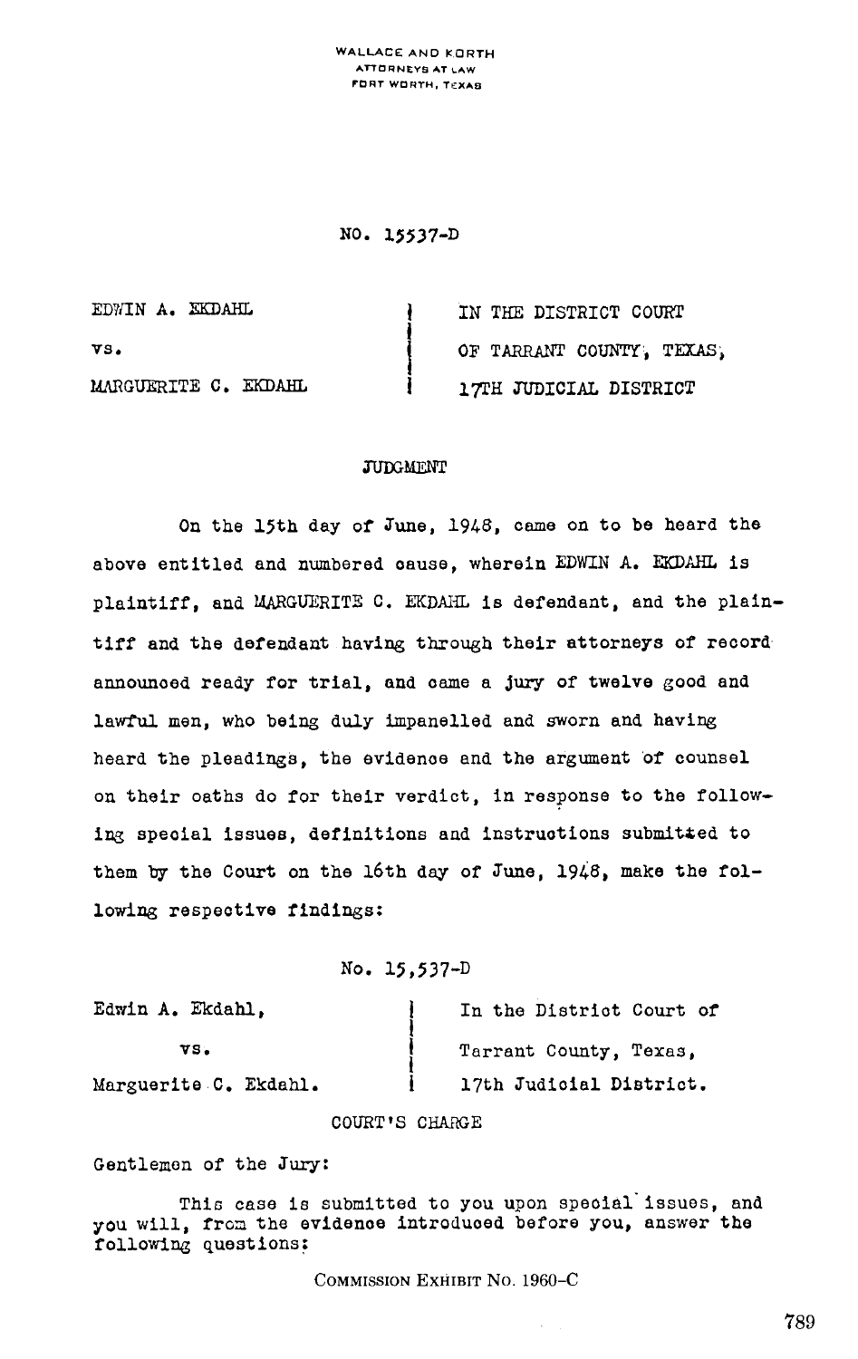WALLACE AND KORTH
ATTORNEYS AT LAW
FORT WORTH, TEXAS

NO. 15537-D

| | | |
|---|---|---|
| EDWIN A. EKDAHL | | IN THE DISTRICT COURT |
| vs. | | OF TARRANT COUNTY, TEXAS, |
| MARGUERITE C. EKDAHL | | 17TH JUDICIAL DISTRICT |

## JUDGMENT

On the 15th day of June, 1948, came on to be heard the above entitled and numbered cause, wherein EDWIN A. EKDAHL is plaintiff, and MARGUERITE C. EKDAHL is defendant, and the plaintiff and the defendant having through their attorneys of record announced ready for trial, and came a jury of twelve good and lawful men, who being duly impanelled and sworn and having heard the pleadings, the evidence and the argument of counsel on their oaths do for their verdict, in response to the following special issues, definitions and instructions submitted to them by the Court on the 16th day of June, 1948, make the following respective findings:

No. 15,537-D

| | | |
|---|---|---|
| Edwin A. Ekdahl, | | In the District Court of |
| vs. | | Tarrant County, Texas, |
| Marguerite C. Ekdahl. | | 17th Judicial District. |

COURT'S CHARGE

Gentlemen of the Jury:

This case is submitted to you upon special issues, and you will, from the evidence introduced before you, answer the following questions:

COMMISSION EXHIBIT No. 1960-C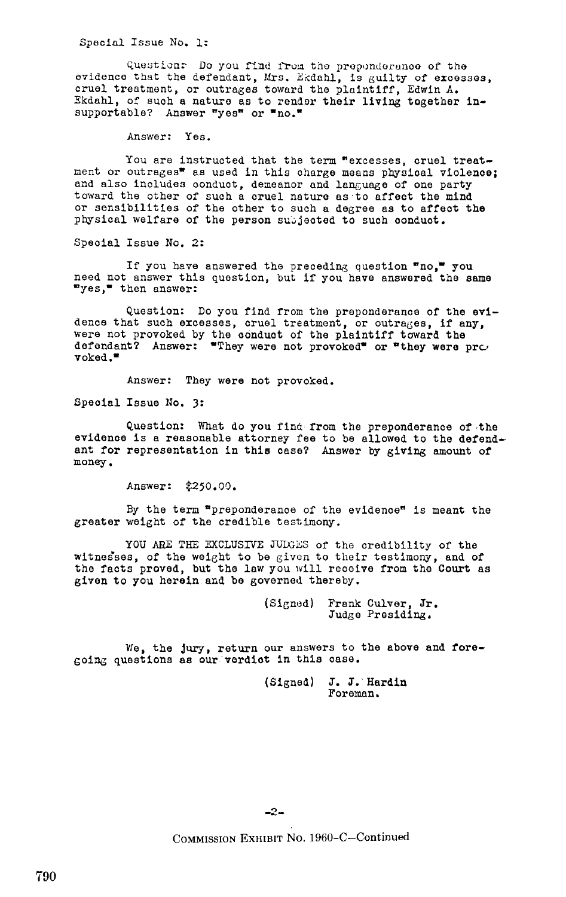Special Issue No. 1:

Question: Do you find from the preponderance of the evidence that the defendant, Mrs. Ekdahl, is guilty of excesses, cruel treatment, or outrages toward the plaintiff, Edwin A. Ekdahl, of such a nature as to render their living together insupportable? Answer "yes" or "no."

Answer: Yes.

You are instructed that the term "excesses, cruel treatment or outrages" as used in this charge means physical violence; and also includes conduct, demeanor and language of one party toward the other of such a cruel nature as to affect the mind or sensibilities of the other to such a degree as to affect the physical welfare of the person subjected to such conduct.

Special Issue No. 2:

If you have answered the preceding question "no," you need not answer this question, but if you have answered the same "yes," then answer:

Question: Do you find from the preponderance of the evidence that such excesses, cruel treatment, or outrages, if any, were not provoked by the conduct of the plaintiff toward the defendant? Answer: "They were not provoked" or "they were provoked."

Answer: They were not provoked.

Special Issue No. 3:

Question: What do you find from the preponderance of the evidence is a reasonable attorney fee to be allowed to the defendant for representation in this case? Answer by giving amount of money.

Answer: $250.00.

By the term "preponderance of the evidence" is meant the greater weight of the credible testimony.

YOU ARE THE EXCLUSIVE JUDGES of the credibility of the witnesses, of the weight to be given to their testimony, and of the facts proved, but the law you will receive from the Court as given to you herein and be governed thereby.

(Signed) Frank Culver, Jr.
Judge Presiding.

We, the jury, return our answers to the above and foregoing questions as our verdict in this case.

(Signed) J. J. Hardin
Foreman.

-2-

COMMISSION EXHIBIT No. 1960-C—Continued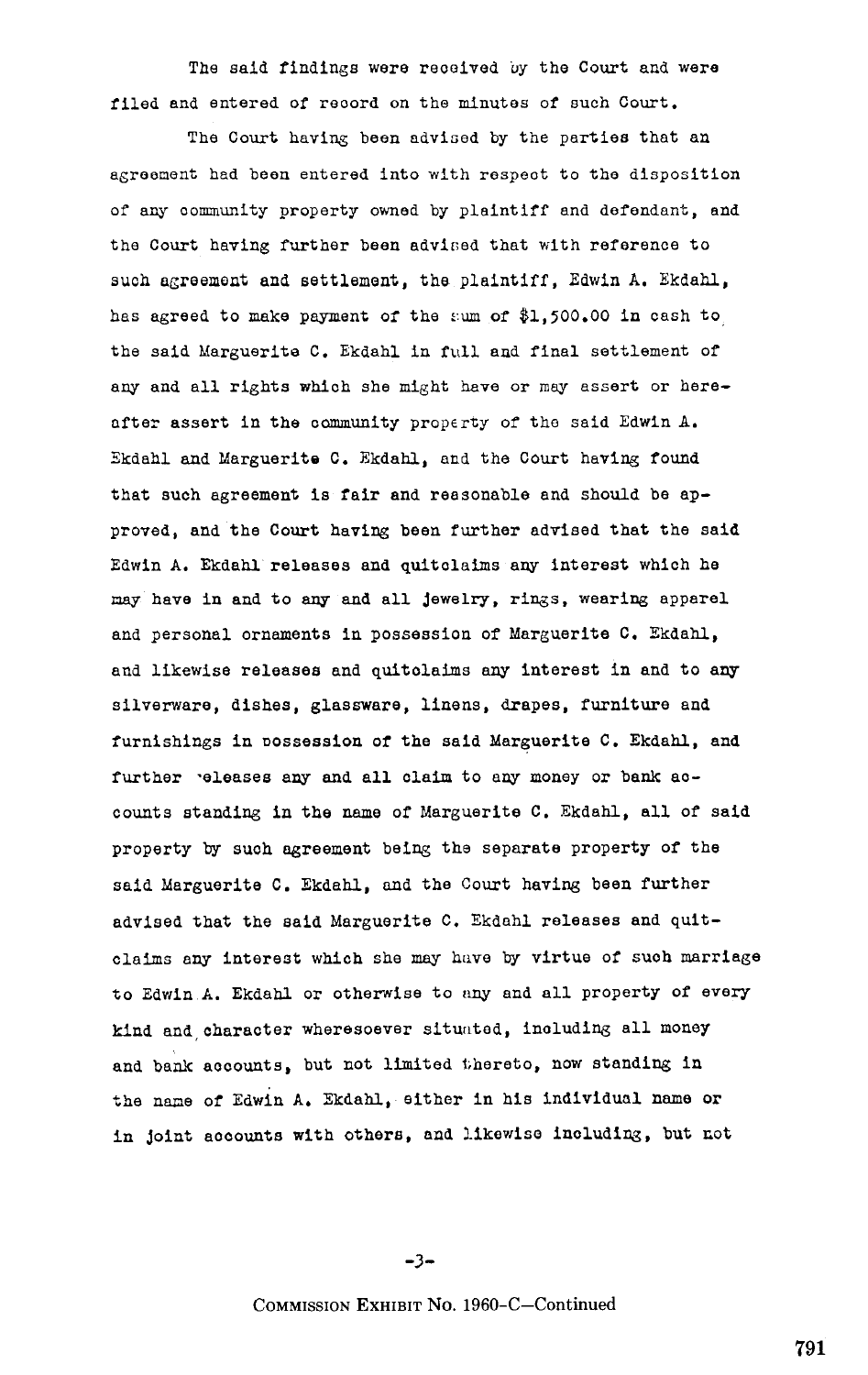The said findings were received by the Court and were filed and entered of record on the minutes of such Court.

The Court having been advised by the parties that an agreement had been entered into with respect to the disposition of any community property owned by plaintiff and defendant, and the Court having further been advised that with reference to such agreement and settlement, the plaintiff, Edwin A. Ekdahl, has agreed to make payment of the sum of $1,500.00 in cash to the said Marguerite C. Ekdahl in full and final settlement of any and all rights which she might have or may assert or hereafter assert in the community property of the said Edwin A. Ekdahl and Marguerite C. Ekdahl, and the Court having found that such agreement is fair and reasonable and should be approved, and the Court having been further advised that the said Edwin A. Ekdahl releases and quitclaims any interest which he may have in and to any and all jewelry, rings, wearing apparel and personal ornaments in possession of Marguerite C. Ekdahl, and likewise releases and quitclaims any interest in and to any silverware, dishes, glassware, linens, drapes, furniture and furnishings in possession of the said Marguerite C. Ekdahl, and further releases any and all claim to any money or bank accounts standing in the name of Marguerite C. Ekdahl, all of said property by such agreement being the separate property of the said Marguerite C. Ekdahl, and the Court having been further advised that the said Marguerite C. Ekdahl releases and quitclaims any interest which she may have by virtue of such marriage to Edwin A. Ekdahl or otherwise to any and all property of every kind and character wheresoever situated, including all money and bank accounts, but not limited thereto, now standing in the name of Edwin A. Ekdahl, either in his individual name or in joint accounts with others, and likewise including, but not

-3-

COMMISSION EXHIBIT No. 1960-C—Continued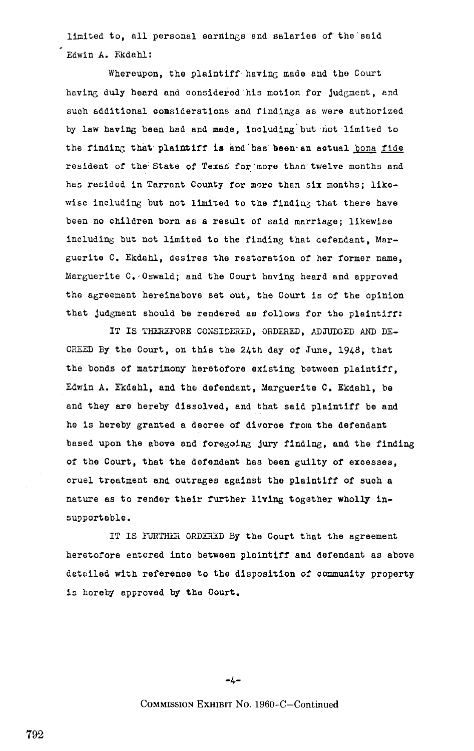limited to, all personal earnings and salaries of the said Edwin A. Ekdahl:

Whereupon, the plaintiff having made and the Court having duly heard and considered his motion for judgment, and such additional considerations and findings as were authorized by law having been had and made, including but not limited to the finding that plaintiff is and has been an actual _bona fide_ resident of the State of Texas for more than twelve months and has resided in Tarrant County for more than six months; likewise including but not limited to the finding that there have been no children born as a result of said marriage; likewise including but not limited to the finding that defendant, Marguerite C. Ekdahl, desires the restoration of her former name, Marguerite C. Oswald; and the Court having heard and approved the agreement hereinabove set out, the Court is of the opinion that judgment should be rendered as follows for the plaintiff:

IT IS THEREFORE CONSIDERED, ORDERED, ADJUDGED AND DECREED By the Court, on this the 24th day of June, 1948, that the bonds of matrimony heretofore existing between plaintiff, Edwin A. Ekdahl, and the defendant, Marguerite C. Ekdahl, be and they are hereby dissolved, and that said plaintiff be and he is hereby granted a decree of divorce from the defendant based upon the above and foregoing jury finding, and the finding of the Court, that the defendant has been guilty of excesses, cruel treatment and outrages against the plaintiff of such a nature as to render their further living together wholly insupportable.

IT IS FURTHER ORDERED By the Court that the agreement heretofore entered into between plaintiff and defendant as above detailed with reference to the disposition of community property is hereby approved by the Court.

COMMISSION EXHIBIT No. 1960-C—Continued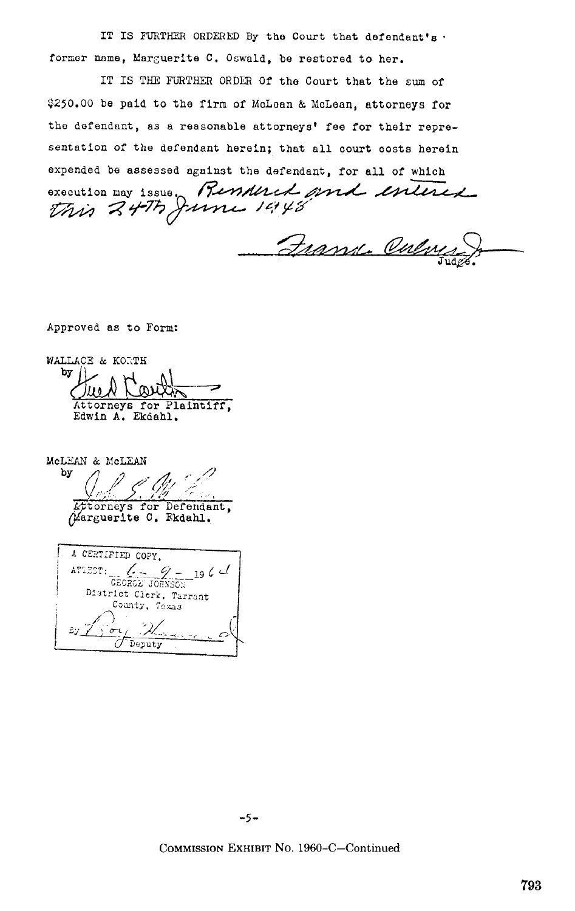IT IS FURTHER ORDERED By the Court that defendant's former name, Marguerite C. Oswald, be restored to her.

IT IS THE FURTHER ORDER Of the Court that the sum of $250.00 be paid to the firm of McLean & McLean, attorneys for the defendant, as a reasonable attorneys' fee for their representation of the defendant herein; that all court costs herein expended be assessed against the defendant, for all of which execution may issue. *Rendered and entered this 24th June 1948*

*Frank Culver Jr.*
Judge.

Approved as to Form:

WALLACE & KORTH
by *Fred Korth*
Attorneys for Plaintiff,
Edwin A. Ekdahl.

McLEAN & McLEAN
by *[signature]*
Attorneys for Defendant,
Marguerite C. Ekdahl.

A CERTIFIED COPY,
ATTEST: *6 - 9 -* 19*64*
GEORGE JOHNSON
District Clerk, Tarrant County, Texas
By *[signature]*
Deputy

-5-

COMMISSION EXHIBIT No. 1960-C—Continued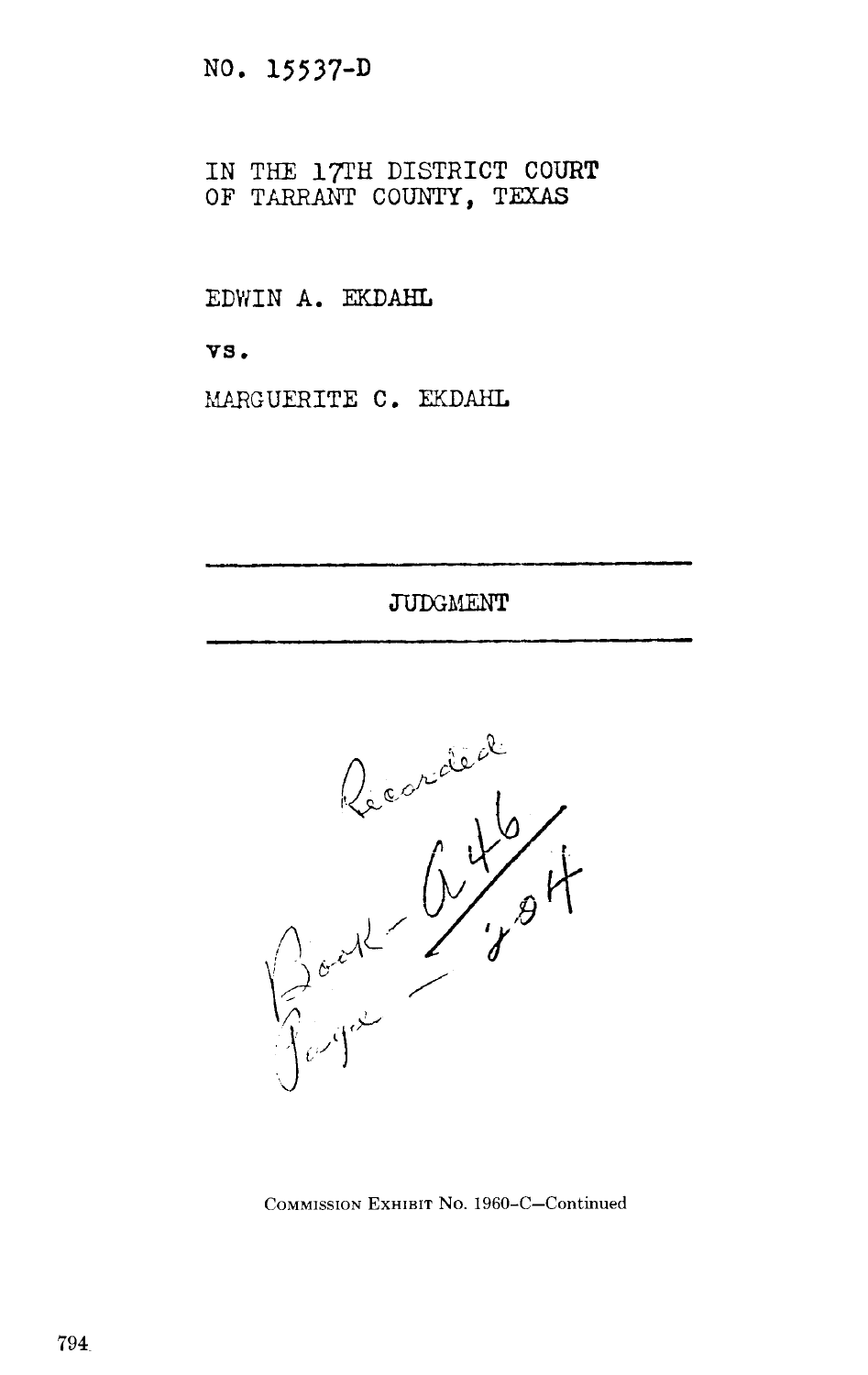NO. 15537-D

IN THE 17TH DISTRICT COURT
OF TARRANT COUNTY, TEXAS

EDWIN A. EKDAHL

vs.

MARGUERITE C. EKDAHL

---

JUDGMENT

---

Recorded
Book - A 46
Page - 284

COMMISSION EXHIBIT No. 1960-C—Continued